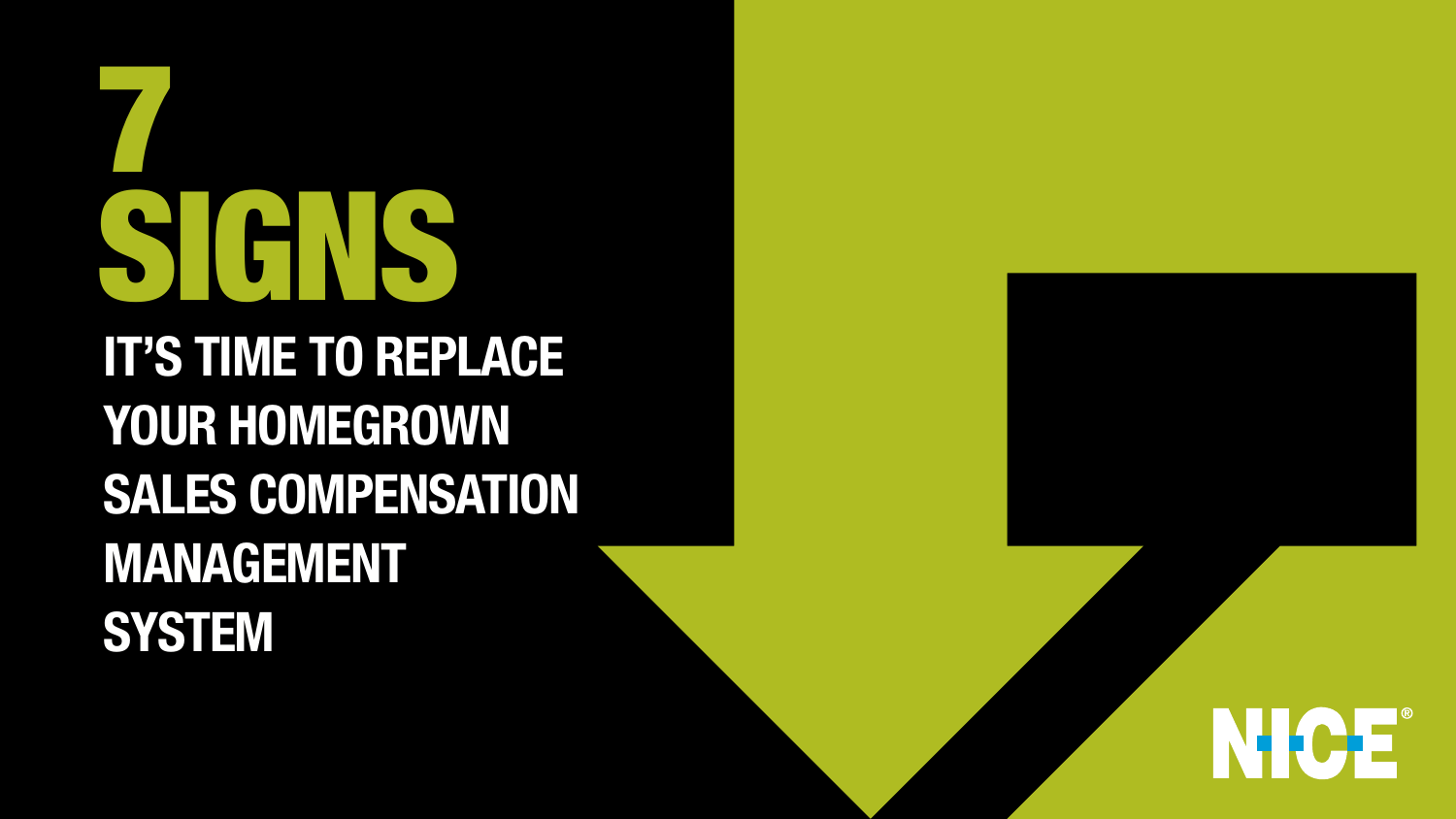# 7 SIGNS

## IT'S TIME TO REPLACE YOUR HOMEGROWN SALES COMPENSATION MANAGEMENT SYSTEM

NICE®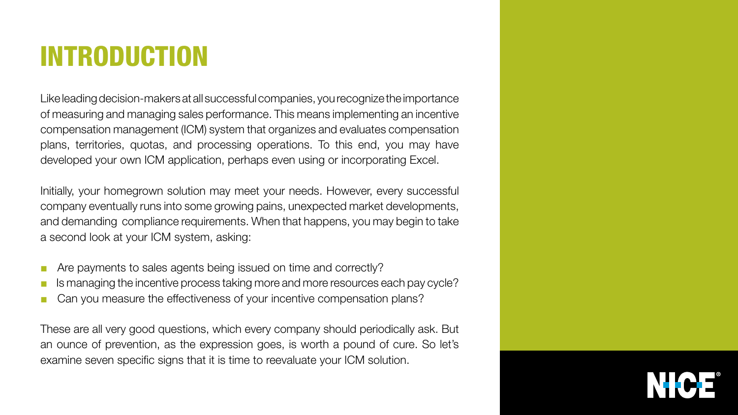# INTRODUCTION

Like leading decision-makers at all successful companies, you recognize the importance of measuring and managing sales performance. This means implementing an incentive compensation management (ICM) system that organizes and evaluates compensation plans, territories, quotas, and processing operations. To this end, you may have developed your own ICM application, perhaps even using or incorporating Excel.

Initially, your homegrown solution may meet your needs. However, every successful company eventually runs into some growing pains, unexpected market developments, and demanding compliance requirements. When that happens, you may begin to take a second look at your ICM system, asking:

- Are payments to sales agents being issued on time and correctly?
- Is managing the incentive process taking more and more resources each pay cycle?
- Can you measure the effectiveness of your incentive compensation plans?

These are all very good questions, which every company should periodically ask. But an ounce of prevention, as the expression goes, is worth a pound of cure. So let's examine seven specific signs that it is time to reevaluate your ICM solution.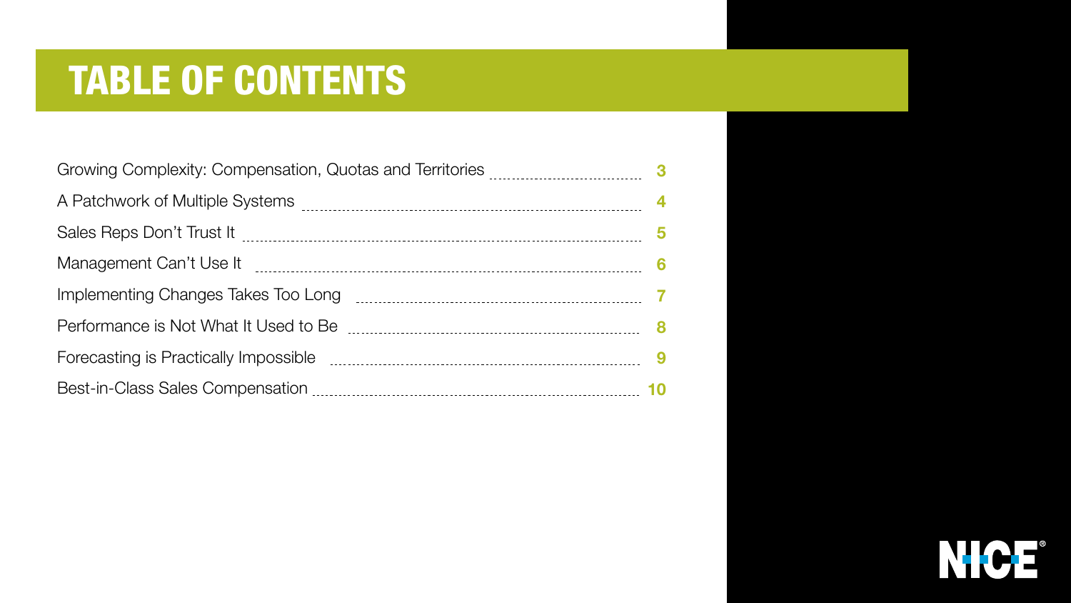# TABLE OF CONTENTS

| Section | Page |
| --- | --- |
| Growing Complexity: Compensation, Quotas and Territories | 3 |
| A Patchwork of Multiple Systems | 4 |
| Sales Reps Don't Trust It | 5 |
| Management Can't Use It | 6 |
| Implementing Changes Takes Too Long | 7 |
| Performance is Not What It Used to Be | 8 |
| Forecasting is Practically Impossible | 9 |
| Best-in-Class Sales Compensation | 10 |

NICE®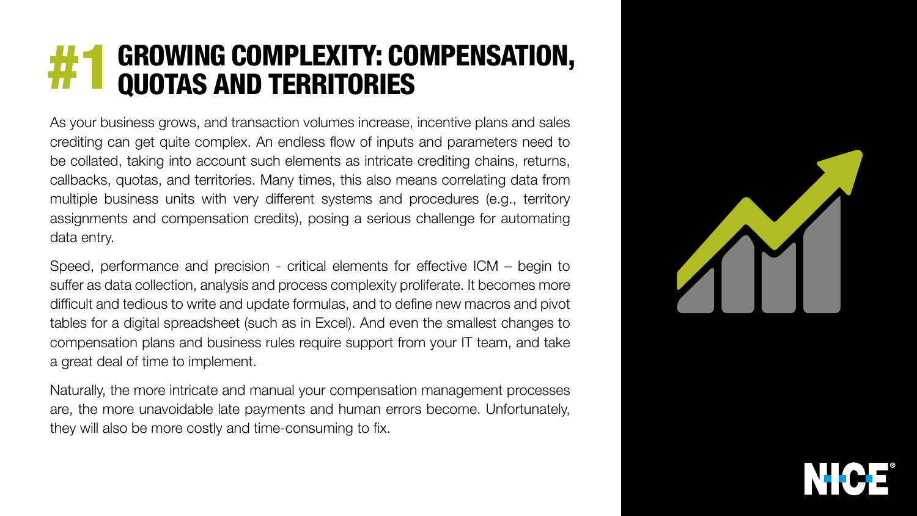# #1 GROWING COMPLEXITY: COMPENSATION, QUOTAS AND TERRITORIES

As your business grows, and transaction volumes increase, incentive plans and sales crediting can get quite complex. An endless flow of inputs and parameters need to be collated, taking into account such elements as intricate crediting chains, returns, callbacks, quotas, and territories. Many times, this also means correlating data from multiple business units with very different systems and procedures (e.g., territory assignments and compensation credits), posing a serious challenge for automating data entry.

Speed, performance and precision - critical elements for effective ICM – begin to suffer as data collection, analysis and process complexity proliferate. It becomes more difficult and tedious to write and update formulas, and to define new macros and pivot tables for a digital spreadsheet (such as in Excel). And even the smallest changes to compensation plans and business rules require support from your IT team, and take a great deal of time to implement.

Naturally, the more intricate and manual your compensation management processes are, the more unavoidable late payments and human errors become. Unfortunately, they will also be more costly and time-consuming to fix.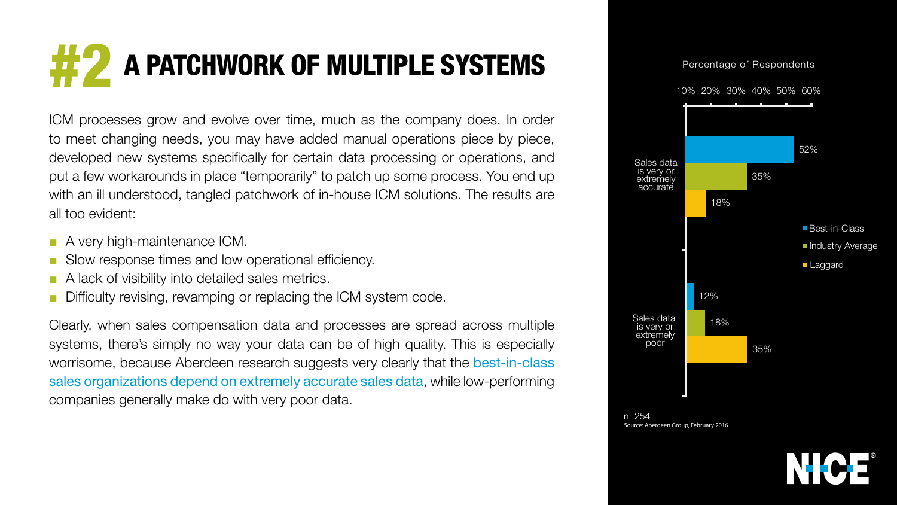# #2 A PATCHWORK OF MULTIPLE SYSTEMS

ICM processes grow and evolve over time, much as the company does. In order to meet changing needs, you may have added manual operations piece by piece, developed new systems specifically for certain data processing or operations, and put a few workarounds in place "temporarily" to patch up some process. You end up with an ill understood, tangled patchwork of in-house ICM solutions. The results are all too evident:

- A very high-maintenance ICM.
- Slow response times and low operational efficiency.
- A lack of visibility into detailed sales metrics.
- Difficulty revising, revamping or replacing the ICM system code.

Clearly, when sales compensation data and processes are spread across multiple systems, there's simply no way your data can be of high quality. This is especially worrisome, because Aberdeen research suggests very clearly that the best-in-class sales organizations depend on extremely accurate sales data, while low-performing companies generally make do with very poor data.

Percentage of Respondents

| | Best-in-Class | Industry Average | Laggard |
|---|---|---|---|
| Sales data is very or extremely accurate | 52% | 35% | 18% |
| Sales data is very or extremely poor | 12% | 18% | 35% |

n=254
Source: Aberdeen Group, February 2016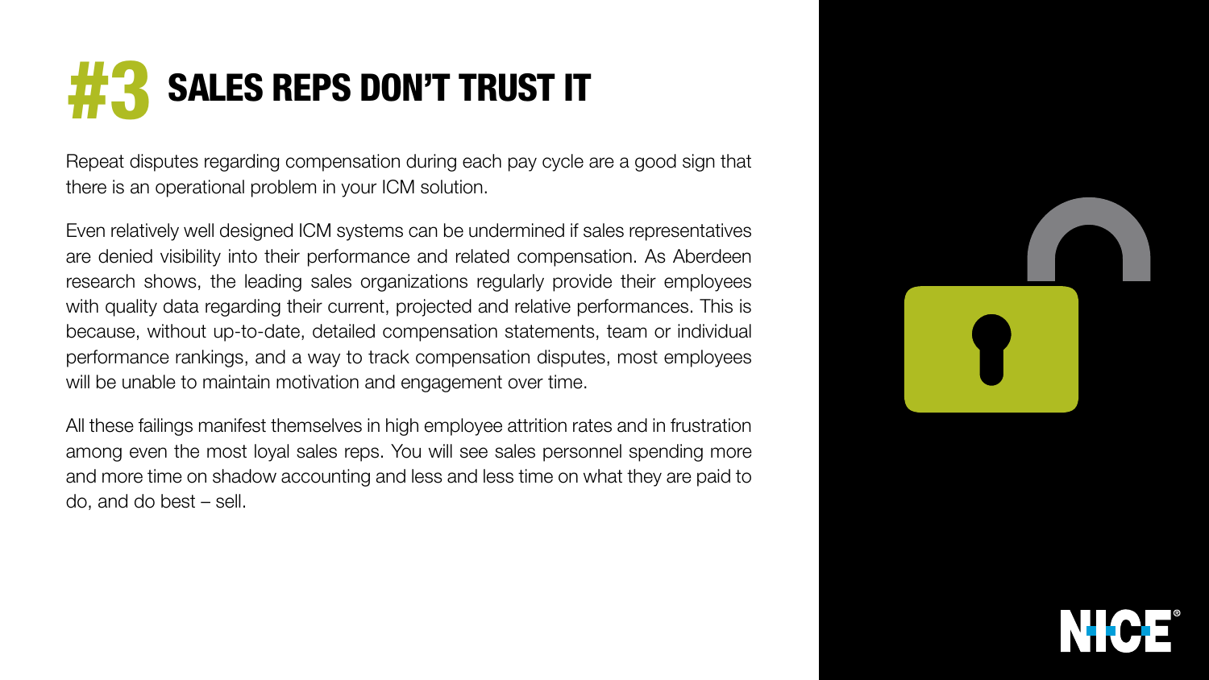# #3 SALES REPS DON'T TRUST IT

Repeat disputes regarding compensation during each pay cycle are a good sign that there is an operational problem in your ICM solution.

Even relatively well designed ICM systems can be undermined if sales representatives are denied visibility into their performance and related compensation. As Aberdeen research shows, the leading sales organizations regularly provide their employees with quality data regarding their current, projected and relative performances. This is because, without up-to-date, detailed compensation statements, team or individual performance rankings, and a way to track compensation disputes, most employees will be unable to maintain motivation and engagement over time.

All these failings manifest themselves in high employee attrition rates and in frustration among even the most loyal sales reps. You will see sales personnel spending more and more time on shadow accounting and less and less time on what they are paid to do, and do best – sell.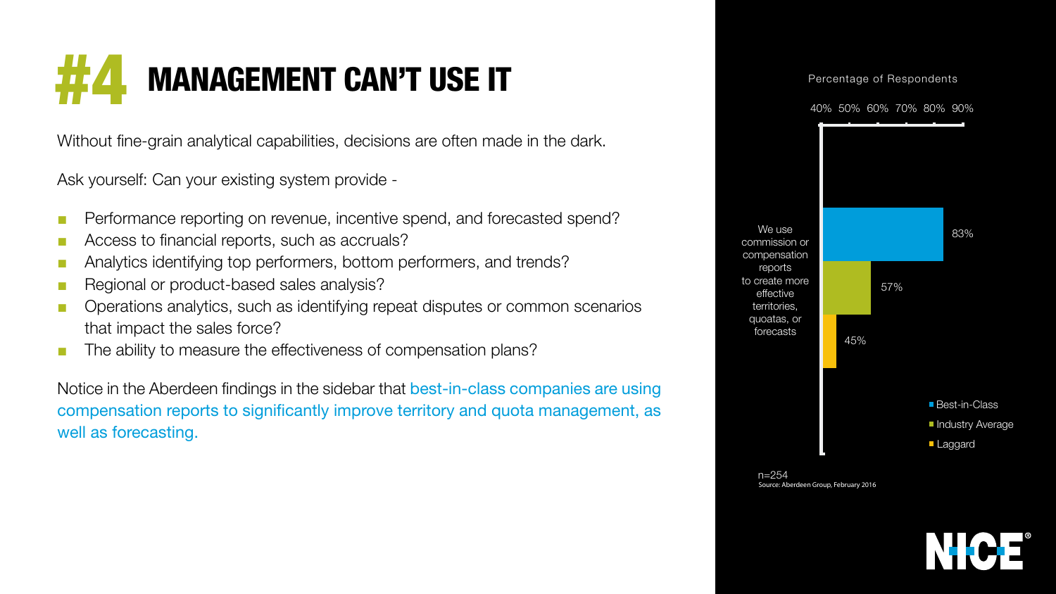# #4 MANAGEMENT CAN'T USE IT

Without fine-grain analytical capabilities, decisions are often made in the dark.

Ask yourself: Can your existing system provide -

- Performance reporting on revenue, incentive spend, and forecasted spend?
- Access to financial reports, such as accruals?
- Analytics identifying top performers, bottom performers, and trends?
- Regional or product-based sales analysis?
- Operations analytics, such as identifying repeat disputes or common scenarios that impact the sales force?
- The ability to measure the effectiveness of compensation plans?

Notice in the Aberdeen findings in the sidebar that best-in-class companies are using compensation reports to significantly improve territory and quota management, as well as forecasting.

Percentage of Respondents

| | Best-in-Class | Industry Average | Laggard |
| --- | --- | --- | --- |
| We use commission or compensation reports to create more effective territories, quoatas, or forecasts | 83% | 57% | 45% |

n=254
Source: Aberdeen Group, February 2016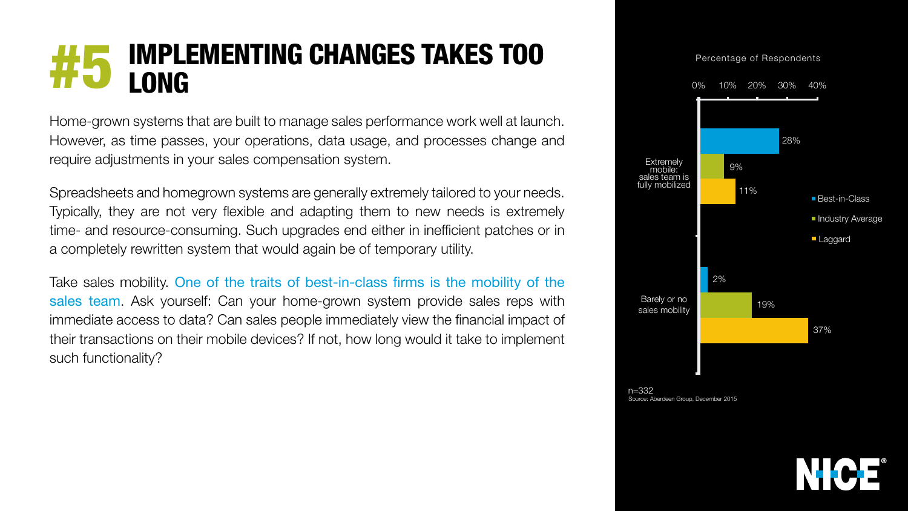# #5 IMPLEMENTING CHANGES TAKES TOO LONG

Home-grown systems that are built to manage sales performance work well at launch. However, as time passes, your operations, data usage, and processes change and require adjustments in your sales compensation system.

Spreadsheets and homegrown systems are generally extremely tailored to your needs. Typically, they are not very flexible and adapting them to new needs is extremely time- and resource-consuming. Such upgrades end either in inefficient patches or in a completely rewritten system that would again be of temporary utility.

Take sales mobility. One of the traits of best-in-class firms is the mobility of the sales team. Ask yourself: Can your home-grown system provide sales reps with immediate access to data? Can sales people immediately view the financial impact of their transactions on their mobile devices? If not, how long would it take to implement such functionality?

Percentage of Respondents

| | Best-in-Class | Industry Average | Laggard |
|---|---|---|---|
| Extremely mobile: sales team is fully mobilized | 28% | 9% | 11% |
| Barely or no sales mobility | 2% | 19% | 37% |

n=332
Source: Aberdeen Group, December 2015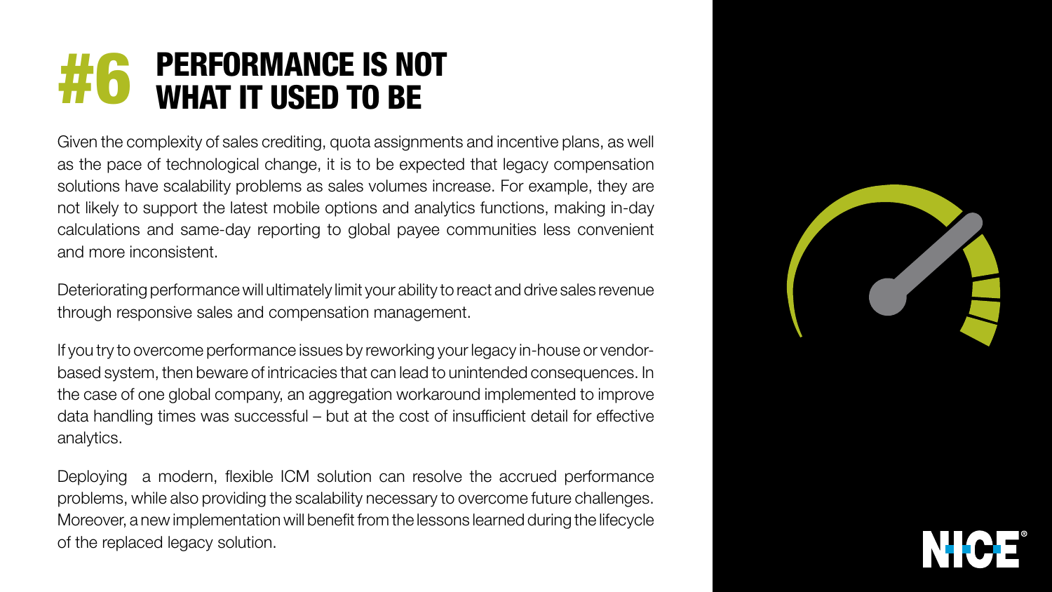# #6 PERFORMANCE IS NOT WHAT IT USED TO BE

Given the complexity of sales crediting, quota assignments and incentive plans, as well as the pace of technological change, it is to be expected that legacy compensation solutions have scalability problems as sales volumes increase. For example, they are not likely to support the latest mobile options and analytics functions, making in-day calculations and same-day reporting to global payee communities less convenient and more inconsistent.

Deteriorating performance will ultimately limit your ability to react and drive sales revenue through responsive sales and compensation management.

If you try to overcome performance issues by reworking your legacy in-house or vendor-based system, then beware of intricacies that can lead to unintended consequences. In the case of one global company, an aggregation workaround implemented to improve data handling times was successful – but at the cost of insufficient detail for effective analytics.

Deploying a modern, flexible ICM solution can resolve the accrued performance problems, while also providing the scalability necessary to overcome future challenges. Moreover, a new implementation will benefit from the lessons learned during the lifecycle of the replaced legacy solution.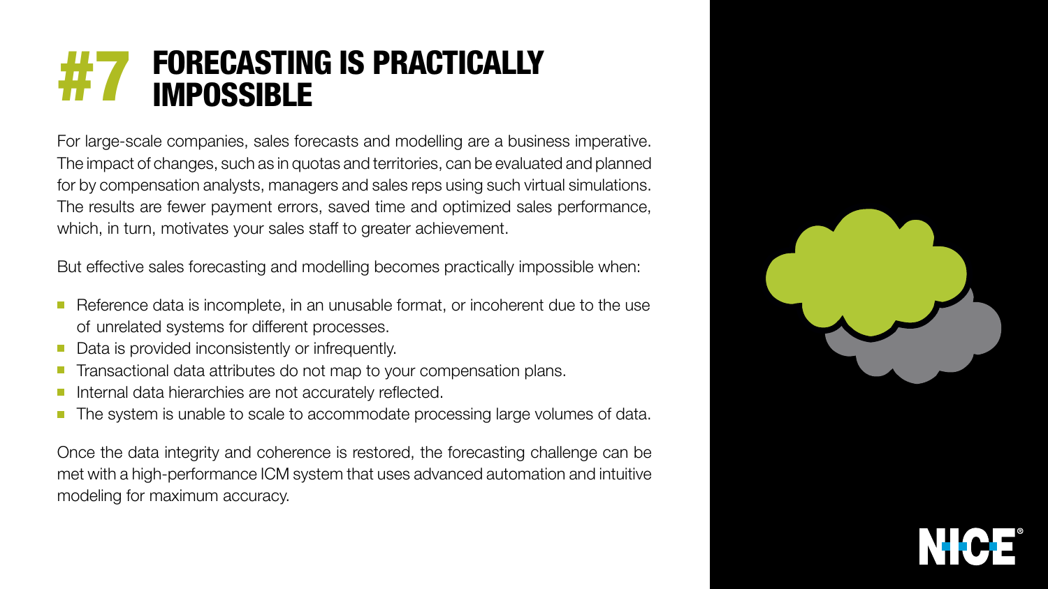# #7 FORECASTING IS PRACTICALLY IMPOSSIBLE

For large-scale companies, sales forecasts and modelling are a business imperative. The impact of changes, such as in quotas and territories, can be evaluated and planned for by compensation analysts, managers and sales reps using such virtual simulations. The results are fewer payment errors, saved time and optimized sales performance, which, in turn, motivates your sales staff to greater achievement.

But effective sales forecasting and modelling becomes practically impossible when:

- Reference data is incomplete, in an unusable format, or incoherent due to the use of unrelated systems for different processes.
- Data is provided inconsistently or infrequently.
- Transactional data attributes do not map to your compensation plans.
- Internal data hierarchies are not accurately reflected.
- The system is unable to scale to accommodate processing large volumes of data.

Once the data integrity and coherence is restored, the forecasting challenge can be met with a high-performance ICM system that uses advanced automation and intuitive modeling for maximum accuracy.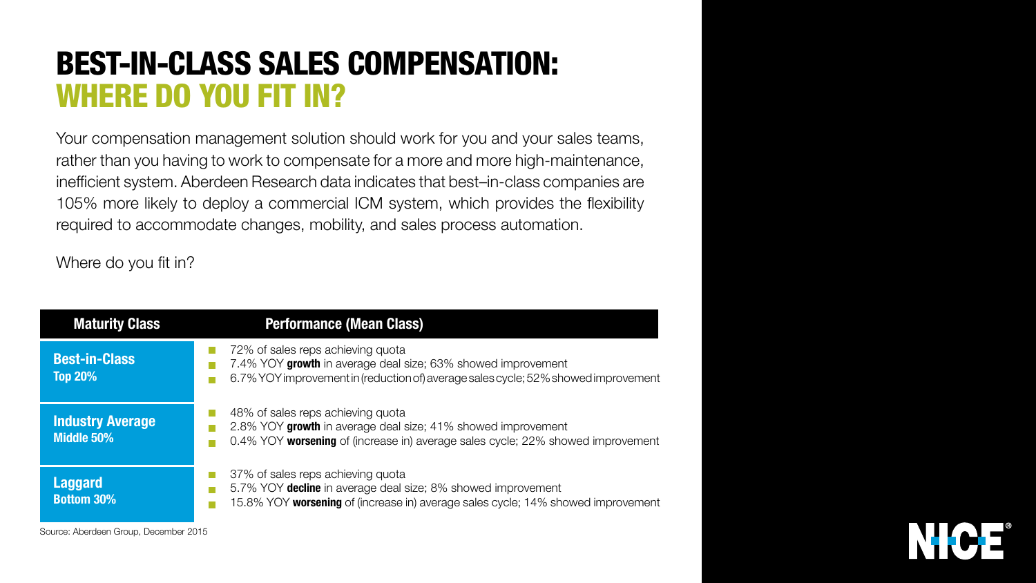# BEST-IN-CLASS SALES COMPENSATION: WHERE DO YOU FIT IN?

Your compensation management solution should work for you and your sales teams, rather than you having to work to compensate for a more and more high-maintenance, inefficient system. Aberdeen Research data indicates that best–in-class companies are 105% more likely to deploy a commercial ICM system, which provides the flexibility required to accommodate changes, mobility, and sales process automation.

Where do you fit in?

| Maturity Class | Performance (Mean Class) |
|---|---|
| **Best-in-Class** **Top 20%** | • 72% of sales reps achieving quota<br>• 7.4% YOY **growth** in average deal size; 63% showed improvement<br>• 6.7% YOY improvement in (reduction of) average sales cycle; 52% showed improvement |
| **Industry Average** **Middle 50%** | • 48% of sales reps achieving quota<br>• 2.8% YOY **growth** in average deal size; 41% showed improvement<br>• 0.4% YOY **worsening** of (increase in) average sales cycle; 22% showed improvement |
| **Laggard** **Bottom 30%** | • 37% of sales reps achieving quota<br>• 5.7% YOY **decline** in average deal size; 8% showed improvement<br>• 15.8% YOY **worsening** of (increase in) average sales cycle; 14% showed improvement |

Source: Aberdeen Group, December 2015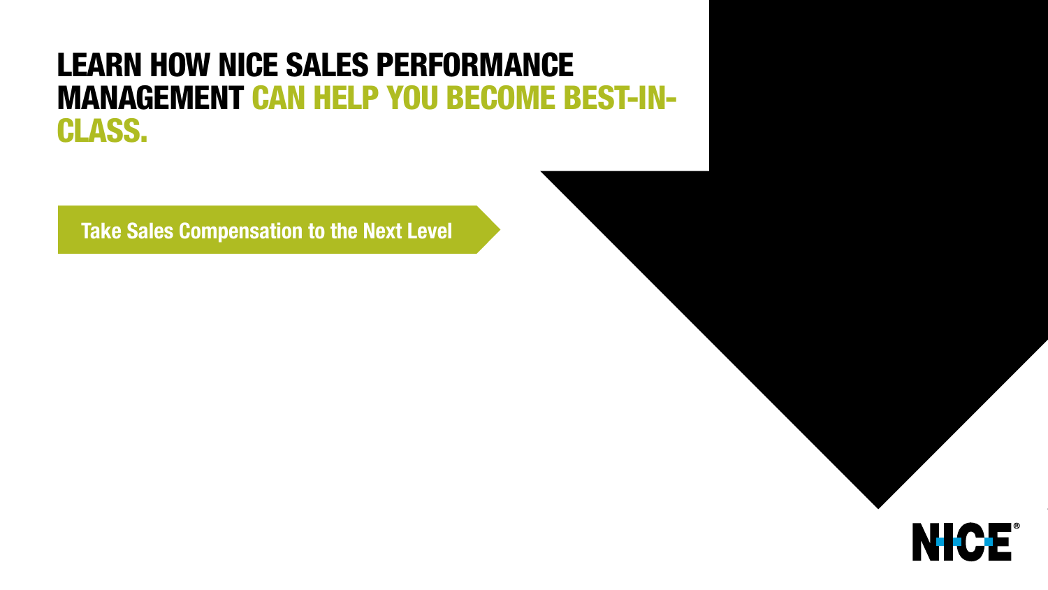# LEARN HOW NICE SALES PERFORMANCE MANAGEMENT CAN HELP YOU BECOME BEST-IN-CLASS.

**Take Sales Compensation to the Next Level**

NICE®